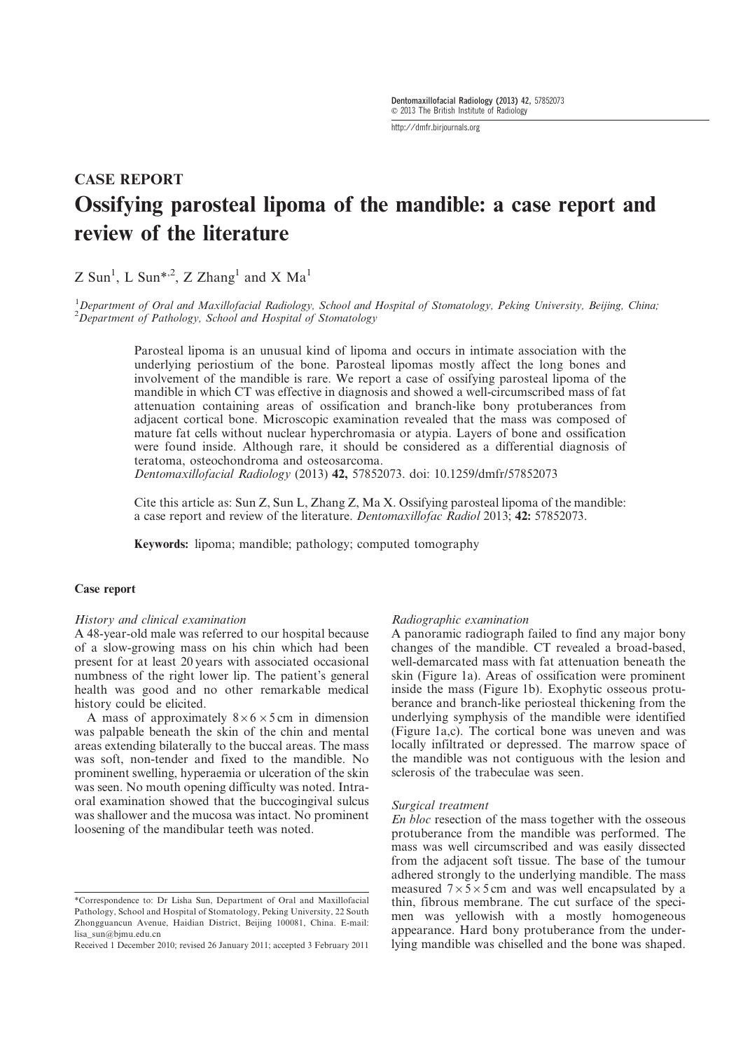CASE REPORT

# Ossifying parosteal lipoma of the mandible: a case report and review of the literature

Z Sun[1], L Sun*[,2], Z Zhang[1] and X Ma[1]

[1]*Department of Oral and Maxillofacial Radiology, School and Hospital of Stomatology, Peking University, Beijing, China;* [2]*Department of Pathology, School and Hospital of Stomatology*

Parosteal lipoma is an unusual kind of lipoma and occurs in intimate association with the underlying periostium of the bone. Parosteal lipomas mostly affect the long bones and involvement of the mandible is rare. We report a case of ossifying parosteal lipoma of the mandible in which CT was effective in diagnosis and showed a well-circumscribed mass of fat attenuation containing areas of ossification and branch-like bony protuberances from adjacent cortical bone. Microscopic examination revealed that the mass was composed of mature fat cells without nuclear hyperchromasia or atypia. Layers of bone and ossification were found inside. Although rare, it should be considered as a differential diagnosis of teratoma, osteochondroma and osteosarcoma.

*Dentomaxillofacial Radiology* (2013) **42,** 57852073. doi: 10.1259/dmfr/57852073

Cite this article as: Sun Z, Sun L, Zhang Z, Ma X. Ossifying parosteal lipoma of the mandible: a case report and review of the literature. *Dentomaxillofac Radiol* 2013; **42:** 57852073.

**Keywords:** lipoma; mandible; pathology; computed tomography

## Case report

### *History and clinical examination*

A 48-year-old male was referred to our hospital because of a slow-growing mass on his chin which had been present for at least 20 years with associated occasional numbness of the right lower lip. The patient's general health was good and no other remarkable medical history could be elicited.

A mass of approximately $8 \times 6 \times 5$ cm in dimension was palpable beneath the skin of the chin and mental areas extending bilaterally to the buccal areas. The mass was soft, non-tender and fixed to the mandible. No prominent swelling, hyperaemia or ulceration of the skin was seen. No mouth opening difficulty was noted. Intraoral examination showed that the buccogingival sulcus was shallower and the mucosa was intact. No prominent loosening of the mandibular teeth was noted.

### *Radiographic examination*

A panoramic radiograph failed to find any major bony changes of the mandible. CT revealed a broad-based, well-demarcated mass with fat attenuation beneath the skin (Figure 1a). Areas of ossification were prominent inside the mass (Figure 1b). Exophytic osseous protuberance and branch-like periosteal thickening from the underlying symphysis of the mandible were identified (Figure 1a,c). The cortical bone was uneven and was locally infiltrated or depressed. The marrow space of the mandible was not contiguous with the lesion and sclerosis of the trabeculae was seen.

### *Surgical treatment*

*En bloc* resection of the mass together with the osseous protuberance from the mandible was performed. The mass was well circumscribed and was easily dissected from the adjacent soft tissue. The base of the tumour adhered strongly to the underlying mandible. The mass measured $7 \times 5 \times 5$ cm and was well encapsulated by a thin, fibrous membrane. The cut surface of the specimen was yellowish with a mostly homogeneous appearance. Hard bony protuberance from the underlying mandible was chiselled and the bone was shaped.

*Correspondence to: Dr Lisha Sun, Department of Oral and Maxillofacial Pathology, School and Hospital of Stomatology, Peking University, 22 South Zhongguancun Avenue, Haidian District, Beijing 100081, China. E-mail: lisa_sun@bjmu.edu.cn

Received 1 December 2010; revised 26 January 2011; accepted 3 February 2011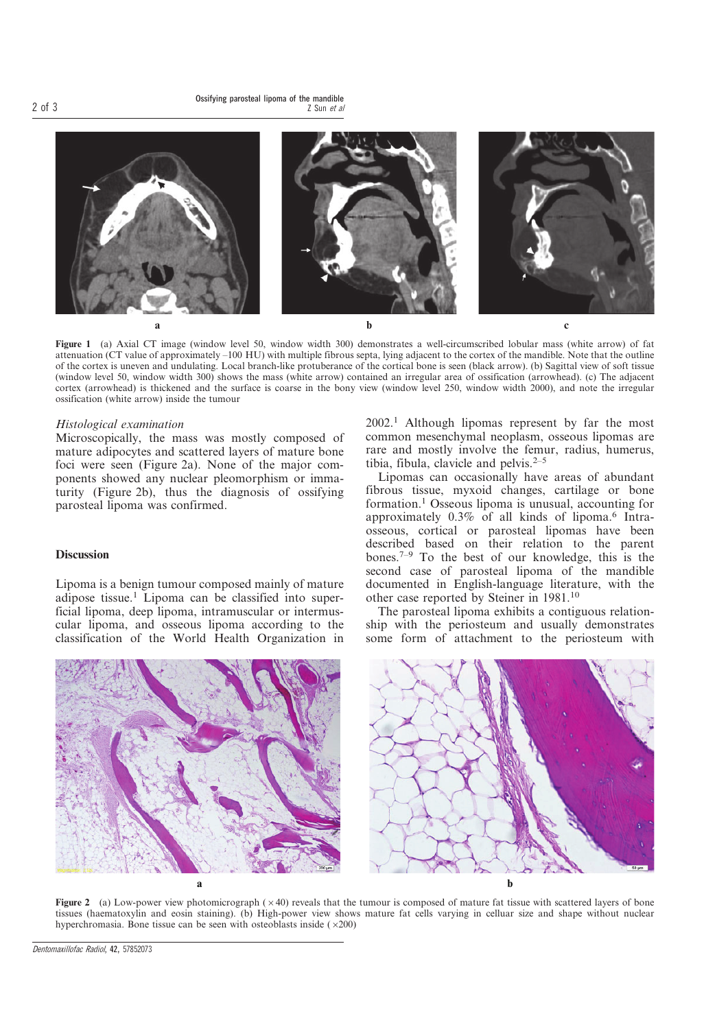**Figure 1** (a) Axial CT image (window level 50, window width 300) demonstrates a well-circumscribed lobular mass (white arrow) of fat attenuation (CT value of approximately –100 HU) with multiple fibrous septa, lying adjacent to the cortex of the mandible. Note that the outline of the cortex is uneven and undulating. Local branch-like protuberance of the cortical bone is seen (black arrow). (b) Sagittal view of soft tissue (window level 50, window width 300) shows the mass (white arrow) contained an irregular area of ossification (arrowhead). (c) The adjacent cortex (arrowhead) is thickened and the surface is coarse in the bony view (window level 250, window width 2000), and note the irregular ossification (white arrow) inside the tumour

*Histological examination*

Microscopically, the mass was mostly composed of mature adipocytes and scattered layers of mature bone foci were seen (Figure 2a). None of the major components showed any nuclear pleomorphism or immaturity (Figure 2b), thus the diagnosis of ossifying parosteal lipoma was confirmed.

## Discussion

Lipoma is a benign tumour composed mainly of mature adipose tissue.[1] Lipoma can be classified into superficial lipoma, deep lipoma, intramuscular or intermuscular lipoma, and osseous lipoma according to the classification of the World Health Organization in 2002.[1] Although lipomas represent by far the most common mesenchymal neoplasm, osseous lipomas are rare and mostly involve the femur, radius, humerus, tibia, fibula, clavicle and pelvis.[2–5]

Lipomas can occasionally have areas of abundant fibrous tissue, myxoid changes, cartilage or bone formation.[1] Osseous lipoma is unusual, accounting for approximately 0.3% of all kinds of lipoma.[6] Intraosseous, cortical or parosteal lipomas have been described based on their relation to the parent bones.[7–9] To the best of our knowledge, this is the second case of parosteal lipoma of the mandible documented in English-language literature, with the other case reported by Steiner in 1981.[10]

The parosteal lipoma exhibits a contiguous relationship with the periosteum and usually demonstrates some form of attachment to the periosteum with

**Figure 2** (a) Low-power view photomicrograph (×40) reveals that the tumour is composed of mature fat tissue with scattered layers of bone tissues (haematoxylin and eosin staining). (b) High-power view shows mature fat cells varying in celluar size and shape without nuclear hyperchromasia. Bone tissue can be seen with osteoblasts inside (×200)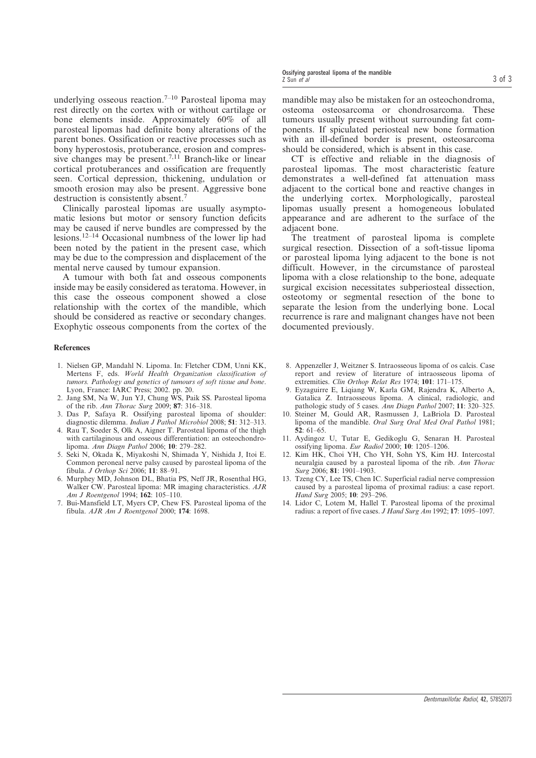underlying osseous reaction.[7–10] Parosteal lipoma may rest directly on the cortex with or without cartilage or bone elements inside. Approximately 60% of all parosteal lipomas had definite bony alterations of the parent bones. Ossification or reactive processes such as bony hyperostosis, protuberance, erosion and compressive changes may be present.[7,11] Branch-like or linear cortical protuberances and ossification are frequently seen. Cortical depression, thickening, undulation or smooth erosion may also be present. Aggressive bone destruction is consistently absent.[7]

Clinically parosteal lipomas are usually asymptomatic lesions but motor or sensory function deficits may be caused if nerve bundles are compressed by the lesions.[12–14] Occasional numbness of the lower lip had been noted by the patient in the present case, which may be due to the compression and displacement of the mental nerve caused by tumour expansion.

A tumour with both fat and osseous components inside may be easily considered as teratoma. However, in this case the osseous component showed a close relationship with the cortex of the mandible, which should be considered as reactive or secondary changes. Exophytic osseous components from the cortex of the mandible may also be mistaken for an osteochondroma, osteoma osteosarcoma or chondrosarcoma. These tumours usually present without surrounding fat components. If spiculated periosteal new bone formation with an ill-defined border is present, osteosarcoma should be considered, which is absent in this case.

CT is effective and reliable in the diagnosis of parosteal lipomas. The most characteristic feature demonstrates a well-defined fat attenuation mass adjacent to the cortical bone and reactive changes in the underlying cortex. Morphologically, parosteal lipomas usually present a homogeneous lobulated appearance and are adherent to the surface of the adjacent bone.

The treatment of parosteal lipoma is complete surgical resection. Dissection of a soft-tissue lipoma or parosteal lipoma lying adjacent to the bone is not difficult. However, in the circumstance of parosteal lipoma with a close relationship to the bone, adequate surgical excision necessitates subperiosteal dissection, osteotomy or segmental resection of the bone to separate the lesion from the underlying bone. Local recurrence is rare and malignant changes have not been documented previously.

## References

1. Nielsen GP, Mandahl N. Lipoma. In: Fletcher CDM, Unni KK, Mertens F, eds. *World Health Organization classification of tumors. Pathology and genetics of tumours of soft tissue and bone*. Lyon, France: IARC Press; 2002. pp. 20.
2. Jang SM, Na W, Jun YJ, Chung WS, Paik SS. Parosteal lipoma of the rib. *Ann Thorac Surg* 2009; **87**: 316–318.
3. Das P, Safaya R. Ossifying parosteal lipoma of shoulder: diagnostic dilemma. *Indian J Pathol Microbiol* 2008; **51**: 312–313.
4. Rau T, Soeder S, Olk A, Aigner T. Parosteal lipoma of the thigh with cartilaginous and osseous differentiation: an osteochondrolipoma. *Ann Diagn Pathol* 2006; **10**: 279–282.
5. Seki N, Okada K, Miyakoshi N, Shimada Y, Nishida J, Itoi E. Common peroneal nerve palsy caused by parosteal lipoma of the fibula. *J Orthop Sci* 2006; **11**: 88–91.
6. Murphey MD, Johnson DL, Bhatia PS, Neff JR, Rosenthal HG, Walker CW. Parosteal lipoma: MR imaging characteristics. *AJR Am J Roentgenol* 1994; **162**: 105–110.
7. Bui-Mansfield LT, Myers CP, Chew FS. Parosteal lipoma of the fibula. *AJR Am J Roentgenol* 2000; **174**: 1698.
8. Appenzeller J, Weitzner S. Intraosseous lipoma of os calcis. Case report and review of literature of intraosseous lipoma of extremities. *Clin Orthop Relat Res* 1974; **101**: 171–175.
9. Eyzaguirre E, Liqiang W, Karla GM, Rajendra K, Alberto A, Gatalica Z. Intraosseous lipoma. A clinical, radiologic, and pathologic study of 5 cases. *Ann Diagn Pathol* 2007; **11**: 320–325.
10. Steiner M, Gould AR, Rasmussen J, LaBriola D. Parosteal lipoma of the mandible. *Oral Surg Oral Med Oral Pathol* 1981; **52**: 61–65.
11. Aydingoz U, Tutar E, Gedikoglu G, Senaran H. Parosteal ossifying lipoma. *Eur Radiol* 2000; **10**: 1205–1206.
12. Kim HK, Choi YH, Cho YH, Sohn YS, Kim HJ. Intercostal neuralgia caused by a parosteal lipoma of the rib. *Ann Thorac Surg* 2006; **81**: 1901–1903.
13. Tzeng CY, Lee TS, Chen IC. Superficial radial nerve compression caused by a parosteal lipoma of proximal radius: a case report. *Hand Surg* 2005; **10**: 293–296.
14. Lidor C, Lotem M, Hallel T. Parosteal lipoma of the proximal radius: a report of five cases. *J Hand Surg Am* 1992; **17**: 1095–1097.